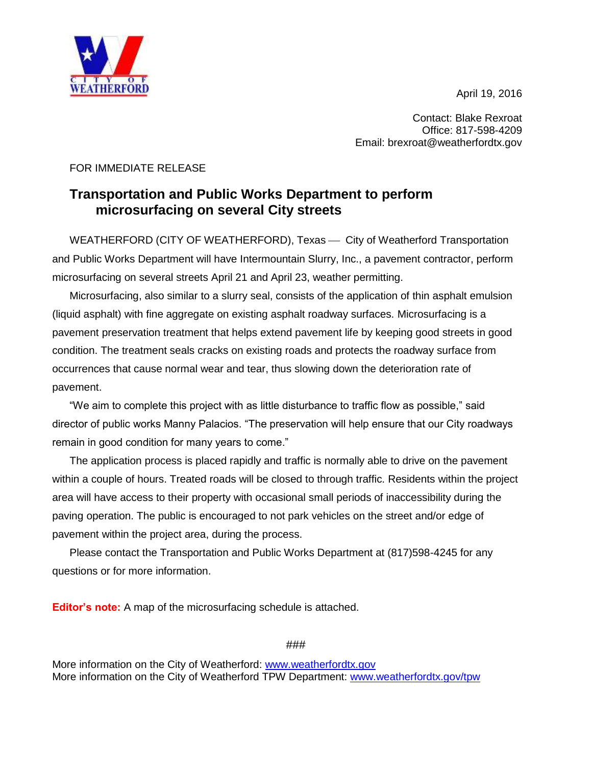CITY OF WEATHERFORD

April 19, 2016

Contact: Blake Rexroat
Office: 817-598-4209
Email: brexroat@weatherfordtx.gov

FOR IMMEDIATE RELEASE

## Transportation and Public Works Department to perform microsurfacing on several City streets

WEATHERFORD (CITY OF WEATHERFORD), Texas — City of Weatherford Transportation and Public Works Department will have Intermountain Slurry, Inc., a pavement contractor, perform microsurfacing on several streets April 21 and April 23, weather permitting.

Microsurfacing, also similar to a slurry seal, consists of the application of thin asphalt emulsion (liquid asphalt) with fine aggregate on existing asphalt roadway surfaces. Microsurfacing is a pavement preservation treatment that helps extend pavement life by keeping good streets in good condition. The treatment seals cracks on existing roads and protects the roadway surface from occurrences that cause normal wear and tear, thus slowing down the deterioration rate of pavement.

"We aim to complete this project with as little disturbance to traffic flow as possible," said director of public works Manny Palacios. "The preservation will help ensure that our City roadways remain in good condition for many years to come."

The application process is placed rapidly and traffic is normally able to drive on the pavement within a couple of hours. Treated roads will be closed to through traffic. Residents within the project area will have access to their property with occasional small periods of inaccessibility during the paving operation. The public is encouraged to not park vehicles on the street and/or edge of pavement within the project area, during the process.

Please contact the Transportation and Public Works Department at (817)598-4245 for any questions or for more information.

**Editor's note:** A map of the microsurfacing schedule is attached.

###

More information on the City of Weatherford: www.weatherfordtx.gov
More information on the City of Weatherford TPW Department: www.weatherfordtx.gov/tpw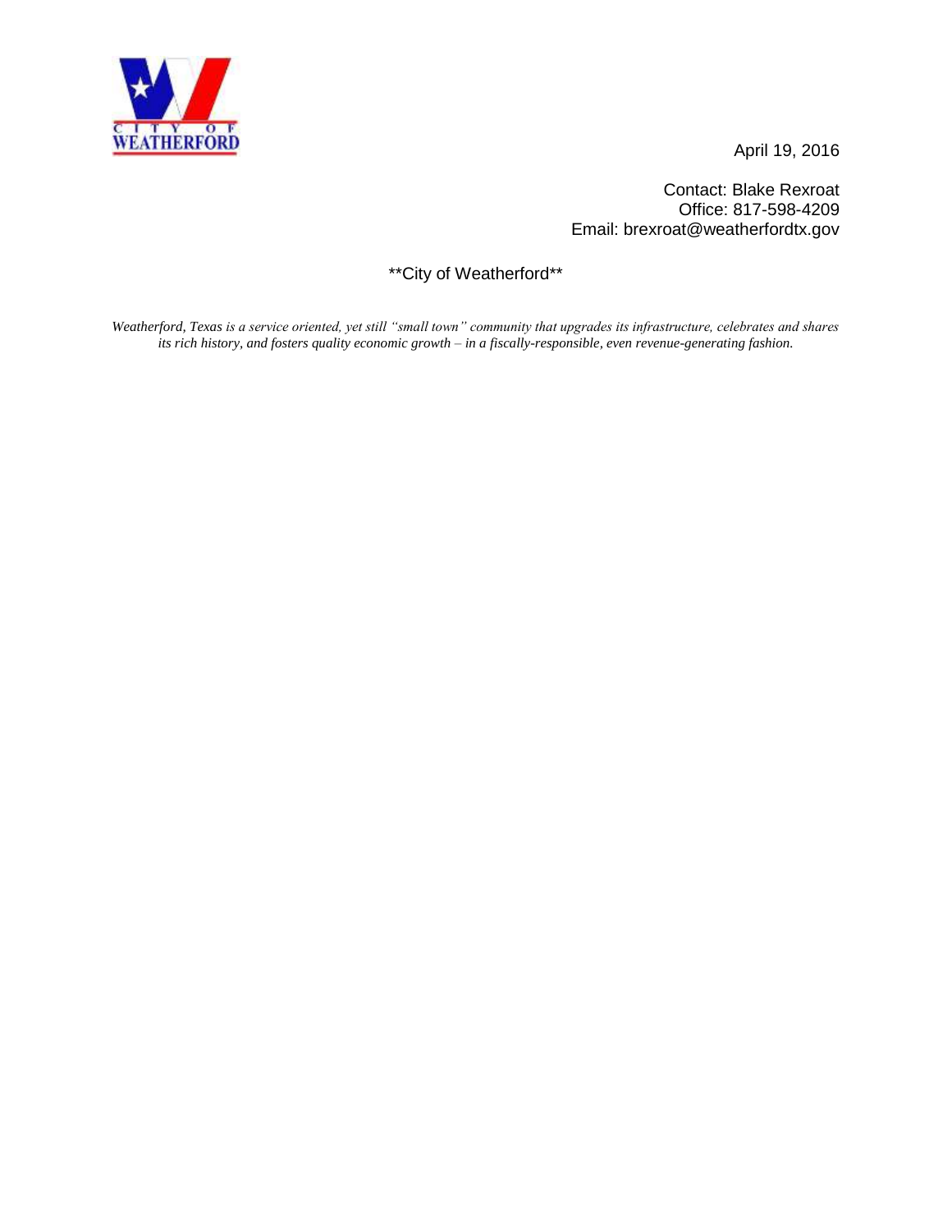April 19, 2016

Contact: Blake Rexroat
Office: 817-598-4209
Email: brexroat@weatherfordtx.gov

**City of Weatherford**

*Weatherford, Texas is a service oriented, yet still "small town" community that upgrades its infrastructure, celebrates and shares its rich history, and fosters quality economic growth – in a fiscally-responsible, even revenue-generating fashion.*